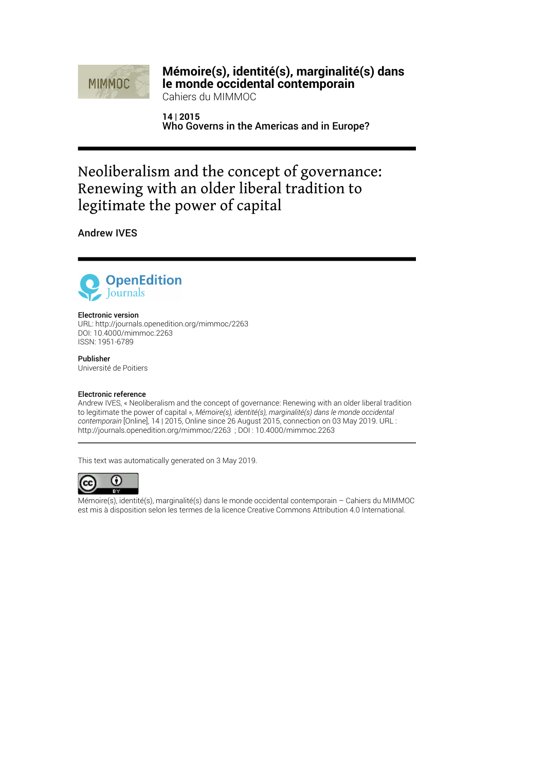**Mémoire(s), identité(s), marginalité(s) dans le monde occidental contemporain**
Cahiers du MIMMOC

**14 | 2015**
**Who Governs in the Americas and in Europe?**

# Neoliberalism and the concept of governance: Renewing with an older liberal tradition to legitimate the power of capital

Andrew IVES

**Electronic version**
URL: http://journals.openedition.org/mimmoc/2263
DOI: 10.4000/mimmoc.2263
ISSN: 1951-6789

**Publisher**
Université de Poitiers

**Electronic reference**
Andrew IVES, « Neoliberalism and the concept of governance: Renewing with an older liberal tradition to legitimate the power of capital », *Mémoire(s), identité(s), marginalité(s) dans le monde occidental contemporain* [Online], 14 | 2015, Online since 26 August 2015, connection on 03 May 2019. URL : http://journals.openedition.org/mimmoc/2263 ; DOI : 10.4000/mimmoc.2263

This text was automatically generated on 3 May 2019.

Mémoire(s), identité(s), marginalité(s) dans le monde occidental contemporain – Cahiers du MIMMOC est mis à disposition selon les termes de la licence Creative Commons Attribution 4.0 International.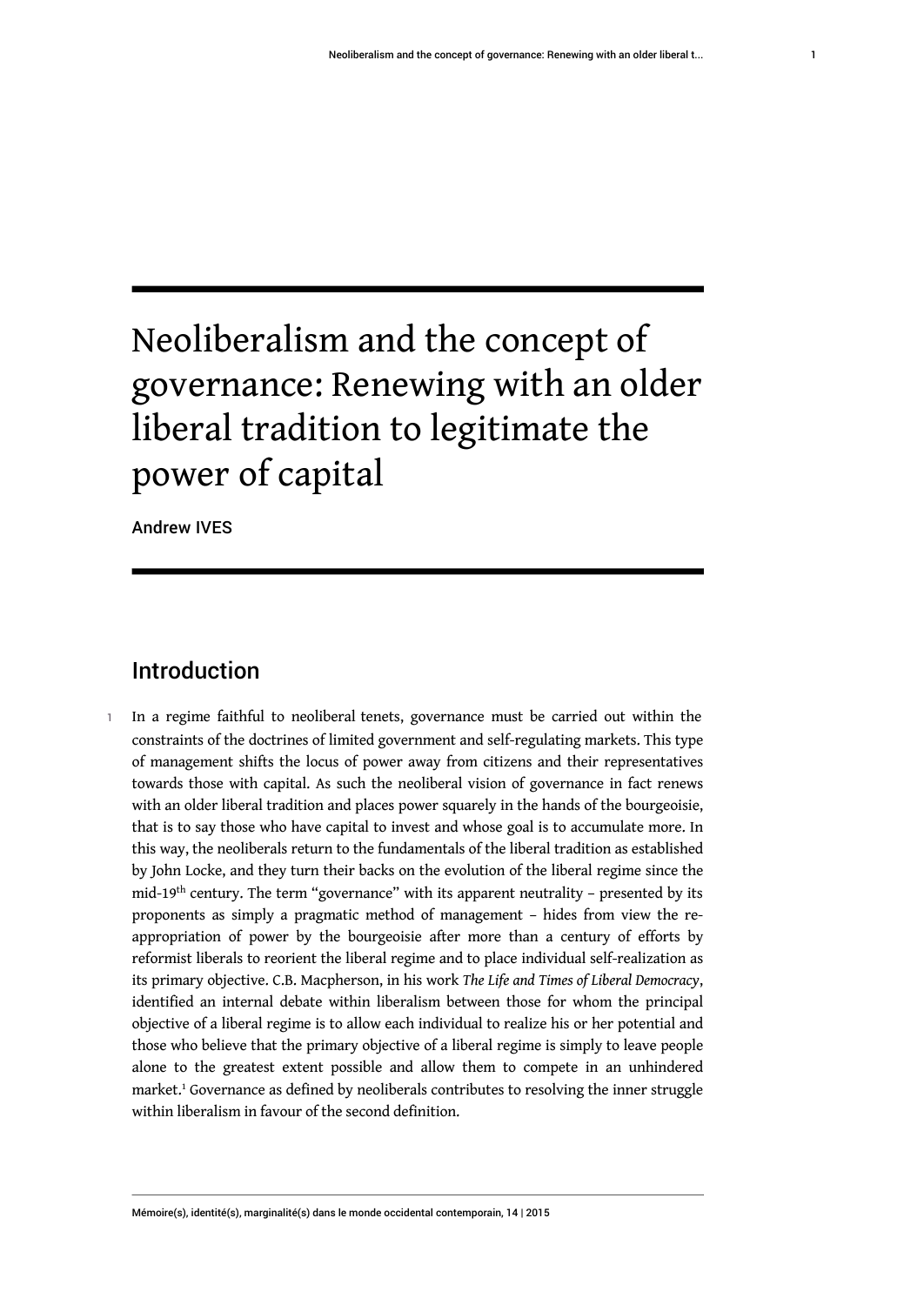# Neoliberalism and the concept of governance: Renewing with an older liberal tradition to legitimate the power of capital

Andrew IVES

## Introduction

1 In a regime faithful to neoliberal tenets, governance must be carried out within the constraints of the doctrines of limited government and self-regulating markets. This type of management shifts the locus of power away from citizens and their representatives towards those with capital. As such the neoliberal vision of governance in fact renews with an older liberal tradition and places power squarely in the hands of the bourgeoisie, that is to say those who have capital to invest and whose goal is to accumulate more. In this way, the neoliberals return to the fundamentals of the liberal tradition as established by John Locke, and they turn their backs on the evolution of the liberal regime since the mid-19th century. The term "governance" with its apparent neutrality – presented by its proponents as simply a pragmatic method of management – hides from view the re-appropriation of power by the bourgeoisie after more than a century of efforts by reformist liberals to reorient the liberal regime and to place individual self-realization as its primary objective. C.B. Macpherson, in his work *The Life and Times of Liberal Democracy*, identified an internal debate within liberalism between those for whom the principal objective of a liberal regime is to allow each individual to realize his or her potential and those who believe that the primary objective of a liberal regime is simply to leave people alone to the greatest extent possible and allow them to compete in an unhindered market.[1] Governance as defined by neoliberals contributes to resolving the inner struggle within liberalism in favour of the second definition.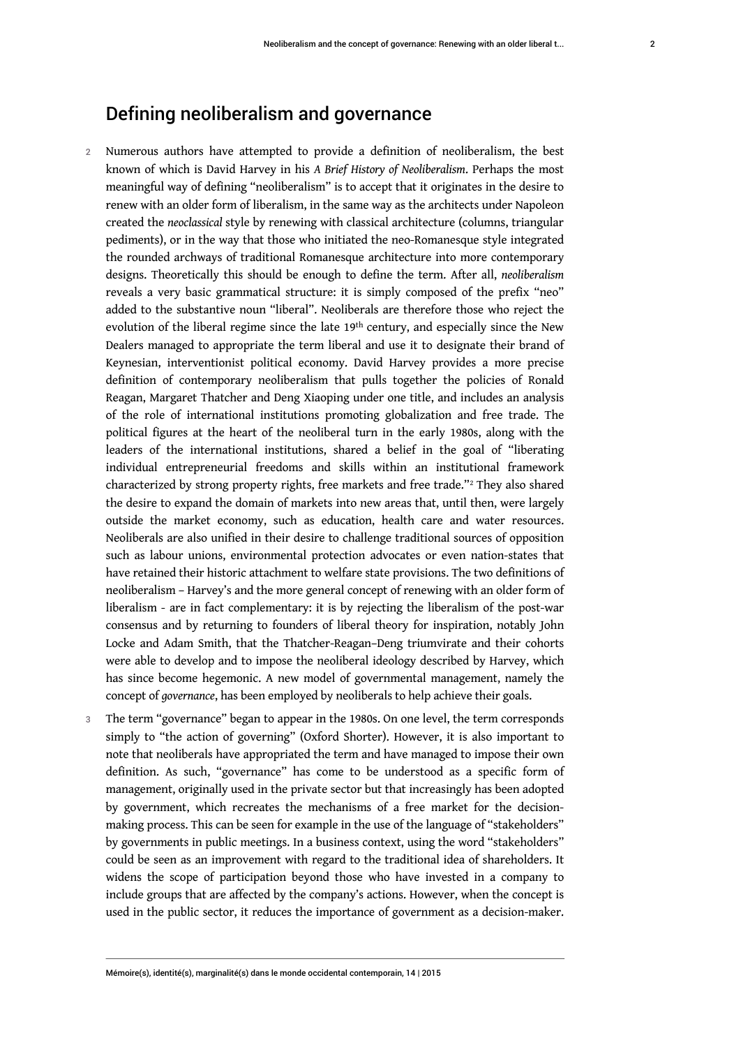## Defining neoliberalism and governance

2 Numerous authors have attempted to provide a definition of neoliberalism, the best known of which is David Harvey in his *A Brief History of Neoliberalism*. Perhaps the most meaningful way of defining "neoliberalism" is to accept that it originates in the desire to renew with an older form of liberalism, in the same way as the architects under Napoleon created the *neoclassical* style by renewing with classical architecture (columns, triangular pediments), or in the way that those who initiated the neo-Romanesque style integrated the rounded archways of traditional Romanesque architecture into more contemporary designs. Theoretically this should be enough to define the term. After all, *neoliberalism* reveals a very basic grammatical structure: it is simply composed of the prefix "neo" added to the substantive noun "liberal". Neoliberals are therefore those who reject the evolution of the liberal regime since the late 19th century, and especially since the New Dealers managed to appropriate the term liberal and use it to designate their brand of Keynesian, interventionist political economy. David Harvey provides a more precise definition of contemporary neoliberalism that pulls together the policies of Ronald Reagan, Margaret Thatcher and Deng Xiaoping under one title, and includes an analysis of the role of international institutions promoting globalization and free trade. The political figures at the heart of the neoliberal turn in the early 1980s, along with the leaders of the international institutions, shared a belief in the goal of "liberating individual entrepreneurial freedoms and skills within an institutional framework characterized by strong property rights, free markets and free trade."[2] They also shared the desire to expand the domain of markets into new areas that, until then, were largely outside the market economy, such as education, health care and water resources. Neoliberals are also unified in their desire to challenge traditional sources of opposition such as labour unions, environmental protection advocates or even nation-states that have retained their historic attachment to welfare state provisions. The two definitions of neoliberalism – Harvey's and the more general concept of renewing with an older form of liberalism - are in fact complementary: it is by rejecting the liberalism of the post-war consensus and by returning to founders of liberal theory for inspiration, notably John Locke and Adam Smith, that the Thatcher-Reagan–Deng triumvirate and their cohorts were able to develop and to impose the neoliberal ideology described by Harvey, which has since become hegemonic. A new model of governmental management, namely the concept of *governance*, has been employed by neoliberals to help achieve their goals.

3 The term "governance" began to appear in the 1980s. On one level, the term corresponds simply to "the action of governing" (Oxford Shorter). However, it is also important to note that neoliberals have appropriated the term and have managed to impose their own definition. As such, "governance" has come to be understood as a specific form of management, originally used in the private sector but that increasingly has been adopted by government, which recreates the mechanisms of a free market for the decision-making process. This can be seen for example in the use of the language of "stakeholders" by governments in public meetings. In a business context, using the word "stakeholders" could be seen as an improvement with regard to the traditional idea of shareholders. It widens the scope of participation beyond those who have invested in a company to include groups that are affected by the company's actions. However, when the concept is used in the public sector, it reduces the importance of government as a decision-maker.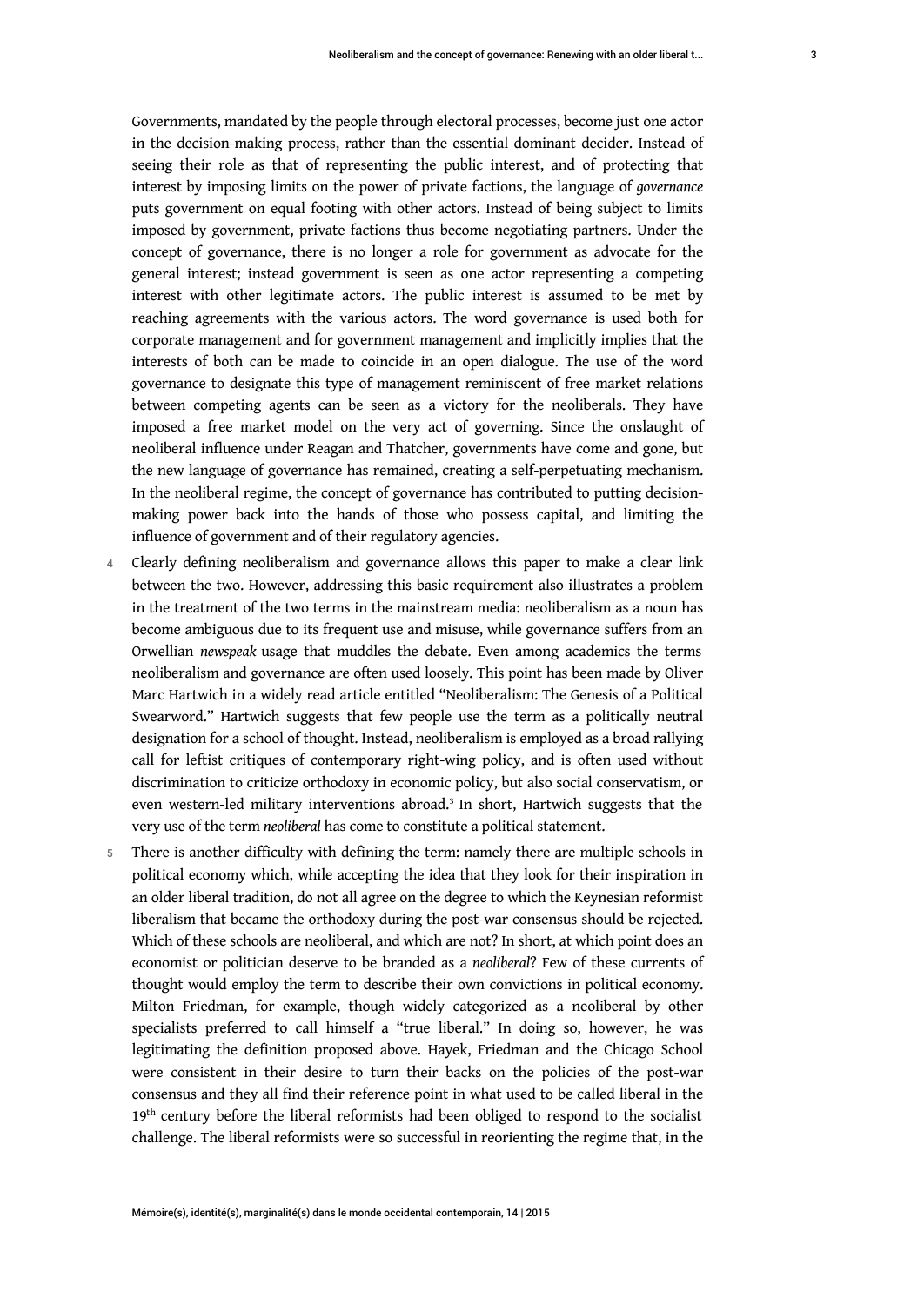Governments, mandated by the people through electoral processes, become just one actor in the decision-making process, rather than the essential dominant decider. Instead of seeing their role as that of representing the public interest, and of protecting that interest by imposing limits on the power of private factions, the language of *governance* puts government on equal footing with other actors. Instead of being subject to limits imposed by government, private factions thus become negotiating partners. Under the concept of governance, there is no longer a role for government as advocate for the general interest; instead government is seen as one actor representing a competing interest with other legitimate actors. The public interest is assumed to be met by reaching agreements with the various actors. The word governance is used both for corporate management and for government management and implicitly implies that the interests of both can be made to coincide in an open dialogue. The use of the word governance to designate this type of management reminiscent of free market relations between competing agents can be seen as a victory for the neoliberals. They have imposed a free market model on the very act of governing. Since the onslaught of neoliberal influence under Reagan and Thatcher, governments have come and gone, but the new language of governance has remained, creating a self-perpetuating mechanism. In the neoliberal regime, the concept of governance has contributed to putting decision-making power back into the hands of those who possess capital, and limiting the influence of government and of their regulatory agencies.

4 Clearly defining neoliberalism and governance allows this paper to make a clear link between the two. However, addressing this basic requirement also illustrates a problem in the treatment of the two terms in the mainstream media: neoliberalism as a noun has become ambiguous due to its frequent use and misuse, while governance suffers from an Orwellian *newspeak* usage that muddles the debate. Even among academics the terms neoliberalism and governance are often used loosely. This point has been made by Oliver Marc Hartwich in a widely read article entitled "Neoliberalism: The Genesis of a Political Swearword." Hartwich suggests that few people use the term as a politically neutral designation for a school of thought. Instead, neoliberalism is employed as a broad rallying call for leftist critiques of contemporary right-wing policy, and is often used without discrimination to criticize orthodoxy in economic policy, but also social conservatism, or even western-led military interventions abroad.[3] In short, Hartwich suggests that the very use of the term *neoliberal* has come to constitute a political statement.

5 There is another difficulty with defining the term: namely there are multiple schools in political economy which, while accepting the idea that they look for their inspiration in an older liberal tradition, do not all agree on the degree to which the Keynesian reformist liberalism that became the orthodoxy during the post-war consensus should be rejected. Which of these schools are neoliberal, and which are not? In short, at which point does an economist or politician deserve to be branded as a *neoliberal*? Few of these currents of thought would employ the term to describe their own convictions in political economy. Milton Friedman, for example, though widely categorized as a neoliberal by other specialists preferred to call himself a "true liberal." In doing so, however, he was legitimating the definition proposed above. Hayek, Friedman and the Chicago School were consistent in their desire to turn their backs on the policies of the post-war consensus and they all find their reference point in what used to be called liberal in the 19th century before the liberal reformists had been obliged to respond to the socialist challenge. The liberal reformists were so successful in reorienting the regime that, in the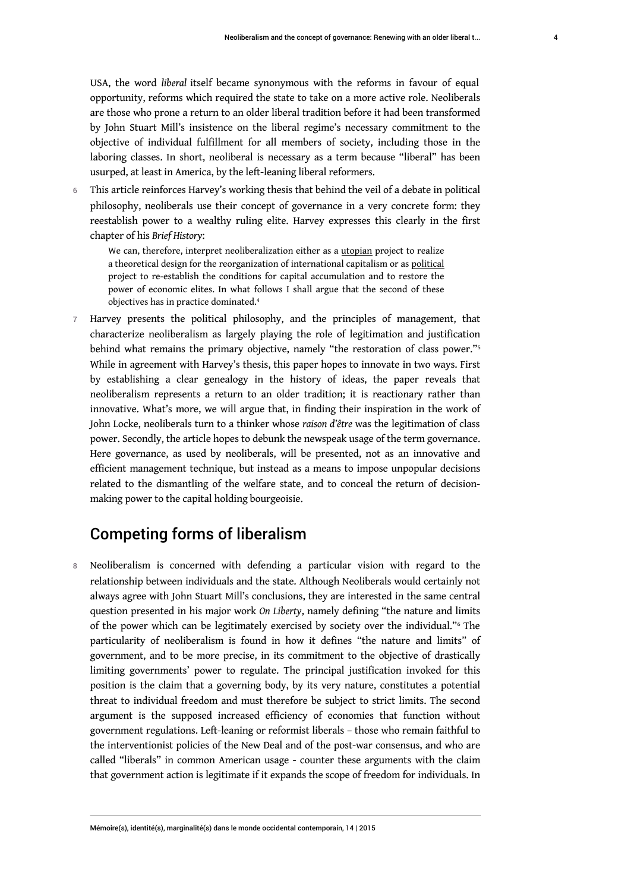USA, the word *liberal* itself became synonymous with the reforms in favour of equal opportunity, reforms which required the state to take on a more active role. Neoliberals are those who prone a return to an older liberal tradition before it had been transformed by John Stuart Mill's insistence on the liberal regime's necessary commitment to the objective of individual fulfillment for all members of society, including those in the laboring classes. In short, neoliberal is necessary as a term because "liberal" has been usurped, at least in America, by the left-leaning liberal reformers.

6 This article reinforces Harvey's working thesis that behind the veil of a debate in political philosophy, neoliberals use their concept of governance in a very concrete form: they reestablish power to a wealthy ruling elite. Harvey expresses this clearly in the first chapter of his *Brief History*:

> We can, therefore, interpret neoliberalization either as a <u>utopian</u> project to realize a theoretical design for the reorganization of international capitalism or as <u>political</u> project to re-establish the conditions for capital accumulation and to restore the power of economic elites. In what follows I shall argue that the second of these objectives has in practice dominated.[4]

7 Harvey presents the political philosophy, and the principles of management, that characterize neoliberalism as largely playing the role of legitimation and justification behind what remains the primary objective, namely "the restoration of class power."[5] While in agreement with Harvey's thesis, this paper hopes to innovate in two ways. First by establishing a clear genealogy in the history of ideas, the paper reveals that neoliberalism represents a return to an older tradition; it is reactionary rather than innovative. What's more, we will argue that, in finding their inspiration in the work of John Locke, neoliberals turn to a thinker whose *raison d'être* was the legitimation of class power. Secondly, the article hopes to debunk the newspeak usage of the term governance. Here governance, as used by neoliberals, will be presented, not as an innovative and efficient management technique, but instead as a means to impose unpopular decisions related to the dismantling of the welfare state, and to conceal the return of decision-making power to the capital holding bourgeoisie.

## Competing forms of liberalism

8 Neoliberalism is concerned with defending a particular vision with regard to the relationship between individuals and the state. Although Neoliberals would certainly not always agree with John Stuart Mill's conclusions, they are interested in the same central question presented in his major work *On Liberty*, namely defining "the nature and limits of the power which can be legitimately exercised by society over the individual."[6] The particularity of neoliberalism is found in how it defines "the nature and limits" of government, and to be more precise, in its commitment to the objective of drastically limiting governments' power to regulate. The principal justification invoked for this position is the claim that a governing body, by its very nature, constitutes a potential threat to individual freedom and must therefore be subject to strict limits. The second argument is the supposed increased efficiency of economies that function without government regulations. Left-leaning or reformist liberals – those who remain faithful to the interventionist policies of the New Deal and of the post-war consensus, and who are called "liberals" in common American usage - counter these arguments with the claim that government action is legitimate if it expands the scope of freedom for individuals. In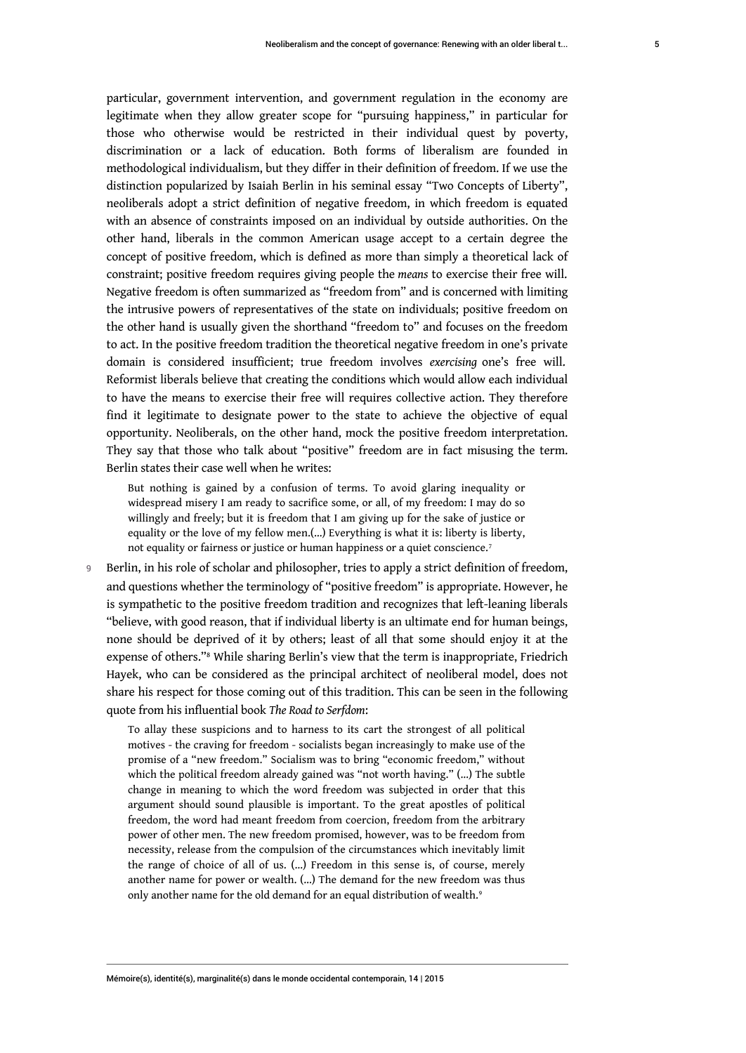particular, government intervention, and government regulation in the economy are legitimate when they allow greater scope for "pursuing happiness," in particular for those who otherwise would be restricted in their individual quest by poverty, discrimination or a lack of education. Both forms of liberalism are founded in methodological individualism, but they differ in their definition of freedom. If we use the distinction popularized by Isaiah Berlin in his seminal essay "Two Concepts of Liberty", neoliberals adopt a strict definition of negative freedom, in which freedom is equated with an absence of constraints imposed on an individual by outside authorities. On the other hand, liberals in the common American usage accept to a certain degree the concept of positive freedom, which is defined as more than simply a theoretical lack of constraint; positive freedom requires giving people the *means* to exercise their free will. Negative freedom is often summarized as "freedom from" and is concerned with limiting the intrusive powers of representatives of the state on individuals; positive freedom on the other hand is usually given the shorthand "freedom to" and focuses on the freedom to act. In the positive freedom tradition the theoretical negative freedom in one's private domain is considered insufficient; true freedom involves *exercising* one's free will. Reformist liberals believe that creating the conditions which would allow each individual to have the means to exercise their free will requires collective action. They therefore find it legitimate to designate power to the state to achieve the objective of equal opportunity. Neoliberals, on the other hand, mock the positive freedom interpretation. They say that those who talk about "positive" freedom are in fact misusing the term. Berlin states their case well when he writes:

> But nothing is gained by a confusion of terms. To avoid glaring inequality or widespread misery I am ready to sacrifice some, or all, of my freedom: I may do so willingly and freely; but it is freedom that I am giving up for the sake of justice or equality or the love of my fellow men.(...) Everything is what it is: liberty is liberty, not equality or fairness or justice or human happiness or a quiet conscience.[7]

9 Berlin, in his role of scholar and philosopher, tries to apply a strict definition of freedom, and questions whether the terminology of "positive freedom" is appropriate. However, he is sympathetic to the positive freedom tradition and recognizes that left-leaning liberals "believe, with good reason, that if individual liberty is an ultimate end for human beings, none should be deprived of it by others; least of all that some should enjoy it at the expense of others."[8] While sharing Berlin's view that the term is inappropriate, Friedrich Hayek, who can be considered as the principal architect of neoliberal model, does not share his respect for those coming out of this tradition. This can be seen in the following quote from his influential book *The Road to Serfdom*:

> To allay these suspicions and to harness to its cart the strongest of all political motives - the craving for freedom - socialists began increasingly to make use of the promise of a "new freedom." Socialism was to bring "economic freedom," without which the political freedom already gained was "not worth having." (...) The subtle change in meaning to which the word freedom was subjected in order that this argument should sound plausible is important. To the great apostles of political freedom, the word had meant freedom from coercion, freedom from the arbitrary power of other men. The new freedom promised, however, was to be freedom from necessity, release from the compulsion of the circumstances which inevitably limit the range of choice of all of us. (...) Freedom in this sense is, of course, merely another name for power or wealth. (...) The demand for the new freedom was thus only another name for the old demand for an equal distribution of wealth.[9]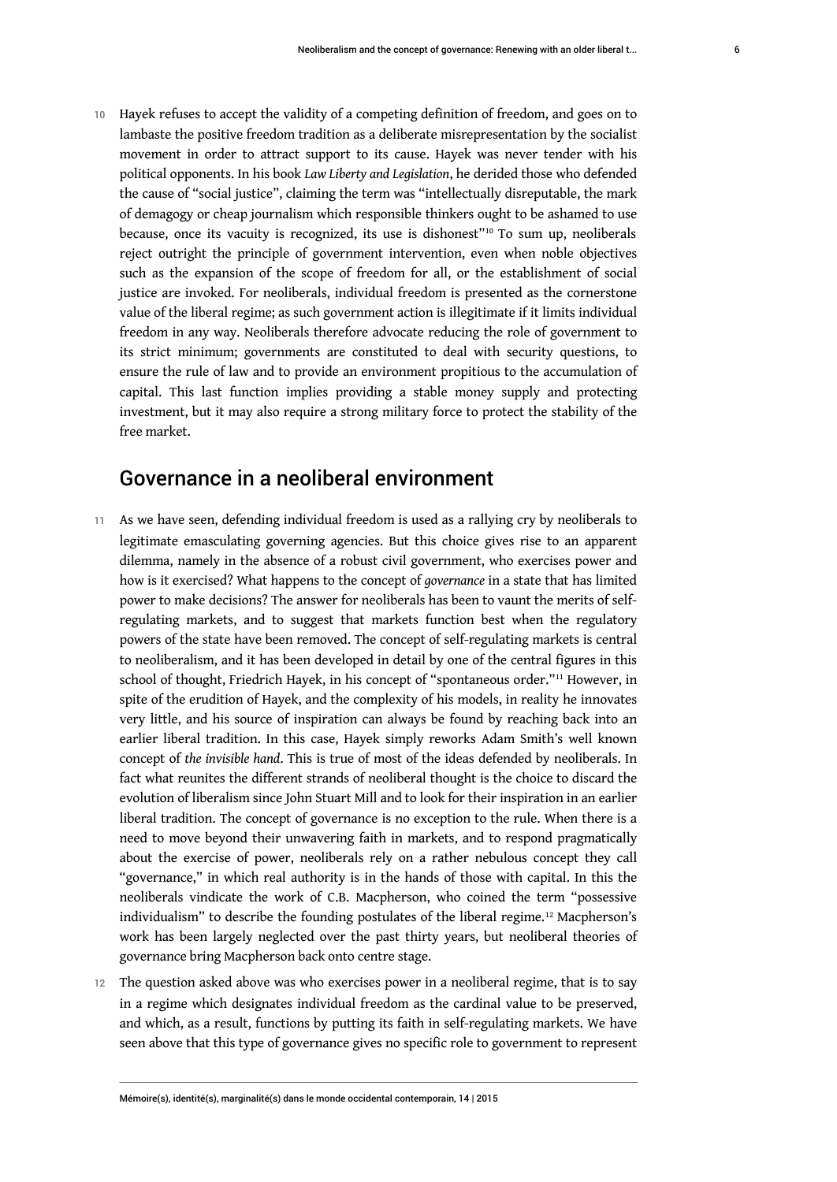10 Hayek refuses to accept the validity of a competing definition of freedom, and goes on to lambaste the positive freedom tradition as a deliberate misrepresentation by the socialist movement in order to attract support to its cause. Hayek was never tender with his political opponents. In his book *Law Liberty and Legislation*, he derided those who defended the cause of "social justice", claiming the term was "intellectually disreputable, the mark of demagogy or cheap journalism which responsible thinkers ought to be ashamed to use because, once its vacuity is recognized, its use is dishonest"[10] To sum up, neoliberals reject outright the principle of government intervention, even when noble objectives such as the expansion of the scope of freedom for all, or the establishment of social justice are invoked. For neoliberals, individual freedom is presented as the cornerstone value of the liberal regime; as such government action is illegitimate if it limits individual freedom in any way. Neoliberals therefore advocate reducing the role of government to its strict minimum; governments are constituted to deal with security questions, to ensure the rule of law and to provide an environment propitious to the accumulation of capital. This last function implies providing a stable money supply and protecting investment, but it may also require a strong military force to protect the stability of the free market.

## Governance in a neoliberal environment

11 As we have seen, defending individual freedom is used as a rallying cry by neoliberals to legitimate emasculating governing agencies. But this choice gives rise to an apparent dilemma, namely in the absence of a robust civil government, who exercises power and how is it exercised? What happens to the concept of *governance* in a state that has limited power to make decisions? The answer for neoliberals has been to vaunt the merits of self-regulating markets, and to suggest that markets function best when the regulatory powers of the state have been removed. The concept of self-regulating markets is central to neoliberalism, and it has been developed in detail by one of the central figures in this school of thought, Friedrich Hayek, in his concept of "spontaneous order."[11] However, in spite of the erudition of Hayek, and the complexity of his models, in reality he innovates very little, and his source of inspiration can always be found by reaching back into an earlier liberal tradition. In this case, Hayek simply reworks Adam Smith's well known concept of *the invisible hand*. This is true of most of the ideas defended by neoliberals. In fact what reunites the different strands of neoliberal thought is the choice to discard the evolution of liberalism since John Stuart Mill and to look for their inspiration in an earlier liberal tradition. The concept of governance is no exception to the rule. When there is a need to move beyond their unwavering faith in markets, and to respond pragmatically about the exercise of power, neoliberals rely on a rather nebulous concept they call "governance," in which real authority is in the hands of those with capital. In this the neoliberals vindicate the work of C.B. Macpherson, who coined the term "possessive individualism" to describe the founding postulates of the liberal regime.[12] Macpherson's work has been largely neglected over the past thirty years, but neoliberal theories of governance bring Macpherson back onto centre stage.

12 The question asked above was who exercises power in a neoliberal regime, that is to say in a regime which designates individual freedom as the cardinal value to be preserved, and which, as a result, functions by putting its faith in self-regulating markets. We have seen above that this type of governance gives no specific role to government to represent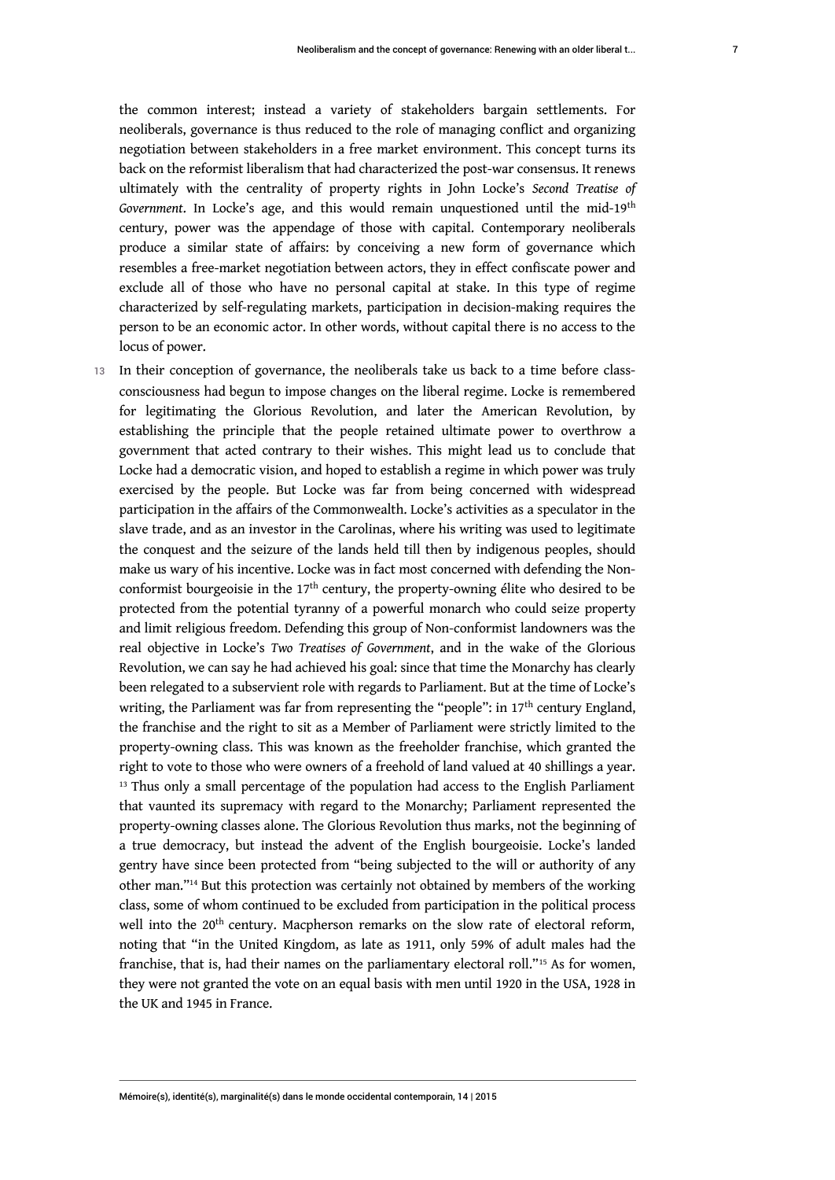the common interest; instead a variety of stakeholders bargain settlements. For neoliberals, governance is thus reduced to the role of managing conflict and organizing negotiation between stakeholders in a free market environment. This concept turns its back on the reformist liberalism that had characterized the post-war consensus. It renews ultimately with the centrality of property rights in John Locke's *Second Treatise of Government*. In Locke's age, and this would remain unquestioned until the mid-19th century, power was the appendage of those with capital. Contemporary neoliberals produce a similar state of affairs: by conceiving a new form of governance which resembles a free-market negotiation between actors, they in effect confiscate power and exclude all of those who have no personal capital at stake. In this type of regime characterized by self-regulating markets, participation in decision-making requires the person to be an economic actor. In other words, without capital there is no access to the locus of power.

13 In their conception of governance, the neoliberals take us back to a time before class-consciousness had begun to impose changes on the liberal regime. Locke is remembered for legitimating the Glorious Revolution, and later the American Revolution, by establishing the principle that the people retained ultimate power to overthrow a government that acted contrary to their wishes. This might lead us to conclude that Locke had a democratic vision, and hoped to establish a regime in which power was truly exercised by the people. But Locke was far from being concerned with widespread participation in the affairs of the Commonwealth. Locke's activities as a speculator in the slave trade, and as an investor in the Carolinas, where his writing was used to legitimate the conquest and the seizure of the lands held till then by indigenous peoples, should make us wary of his incentive. Locke was in fact most concerned with defending the Non-conformist bourgeoisie in the 17th century, the property-owning élite who desired to be protected from the potential tyranny of a powerful monarch who could seize property and limit religious freedom. Defending this group of Non-conformist landowners was the real objective in Locke's *Two Treatises of Government*, and in the wake of the Glorious Revolution, we can say he had achieved his goal: since that time the Monarchy has clearly been relegated to a subservient role with regards to Parliament. But at the time of Locke's writing, the Parliament was far from representing the "people": in 17th century England, the franchise and the right to sit as a Member of Parliament were strictly limited to the property-owning class. This was known as the freeholder franchise, which granted the right to vote to those who were owners of a freehold of land valued at 40 shillings a year. [13] Thus only a small percentage of the population had access to the English Parliament that vaunted its supremacy with regard to the Monarchy; Parliament represented the property-owning classes alone. The Glorious Revolution thus marks, not the beginning of a true democracy, but instead the advent of the English bourgeoisie. Locke's landed gentry have since been protected from "being subjected to the will or authority of any other man."[14] But this protection was certainly not obtained by members of the working class, some of whom continued to be excluded from participation in the political process well into the 20th century. Macpherson remarks on the slow rate of electoral reform, noting that "in the United Kingdom, as late as 1911, only 59% of adult males had the franchise, that is, had their names on the parliamentary electoral roll."[15] As for women, they were not granted the vote on an equal basis with men until 1920 in the USA, 1928 in the UK and 1945 in France.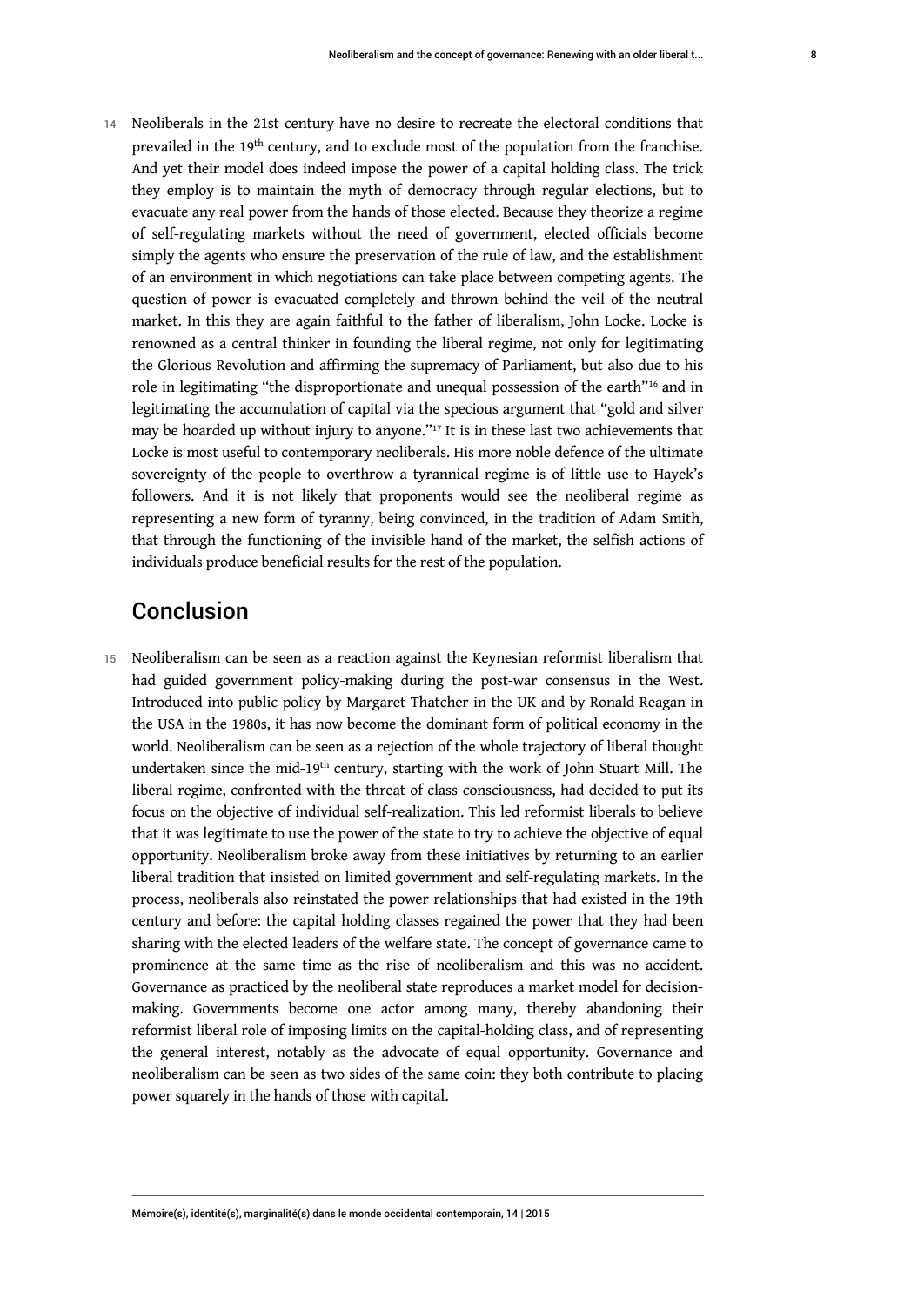14 Neoliberals in the 21st century have no desire to recreate the electoral conditions that prevailed in the 19th century, and to exclude most of the population from the franchise. And yet their model does indeed impose the power of a capital holding class. The trick they employ is to maintain the myth of democracy through regular elections, but to evacuate any real power from the hands of those elected. Because they theorize a regime of self-regulating markets without the need of government, elected officials become simply the agents who ensure the preservation of the rule of law, and the establishment of an environment in which negotiations can take place between competing agents. The question of power is evacuated completely and thrown behind the veil of the neutral market. In this they are again faithful to the father of liberalism, John Locke. Locke is renowned as a central thinker in founding the liberal regime, not only for legitimating the Glorious Revolution and affirming the supremacy of Parliament, but also due to his role in legitimating "the disproportionate and unequal possession of the earth"[16] and in legitimating the accumulation of capital via the specious argument that "gold and silver may be hoarded up without injury to anyone."[17] It is in these last two achievements that Locke is most useful to contemporary neoliberals. His more noble defence of the ultimate sovereignty of the people to overthrow a tyrannical regime is of little use to Hayek's followers. And it is not likely that proponents would see the neoliberal regime as representing a new form of tyranny, being convinced, in the tradition of Adam Smith, that through the functioning of the invisible hand of the market, the selfish actions of individuals produce beneficial results for the rest of the population.

## Conclusion

15 Neoliberalism can be seen as a reaction against the Keynesian reformist liberalism that had guided government policy-making during the post-war consensus in the West. Introduced into public policy by Margaret Thatcher in the UK and by Ronald Reagan in the USA in the 1980s, it has now become the dominant form of political economy in the world. Neoliberalism can be seen as a rejection of the whole trajectory of liberal thought undertaken since the mid-19th century, starting with the work of John Stuart Mill. The liberal regime, confronted with the threat of class-consciousness, had decided to put its focus on the objective of individual self-realization. This led reformist liberals to believe that it was legitimate to use the power of the state to try to achieve the objective of equal opportunity. Neoliberalism broke away from these initiatives by returning to an earlier liberal tradition that insisted on limited government and self-regulating markets. In the process, neoliberals also reinstated the power relationships that had existed in the 19th century and before: the capital holding classes regained the power that they had been sharing with the elected leaders of the welfare state. The concept of governance came to prominence at the same time as the rise of neoliberalism and this was no accident. Governance as practiced by the neoliberal state reproduces a market model for decision-making. Governments become one actor among many, thereby abandoning their reformist liberal role of imposing limits on the capital-holding class, and of representing the general interest, notably as the advocate of equal opportunity. Governance and neoliberalism can be seen as two sides of the same coin: they both contribute to placing power squarely in the hands of those with capital.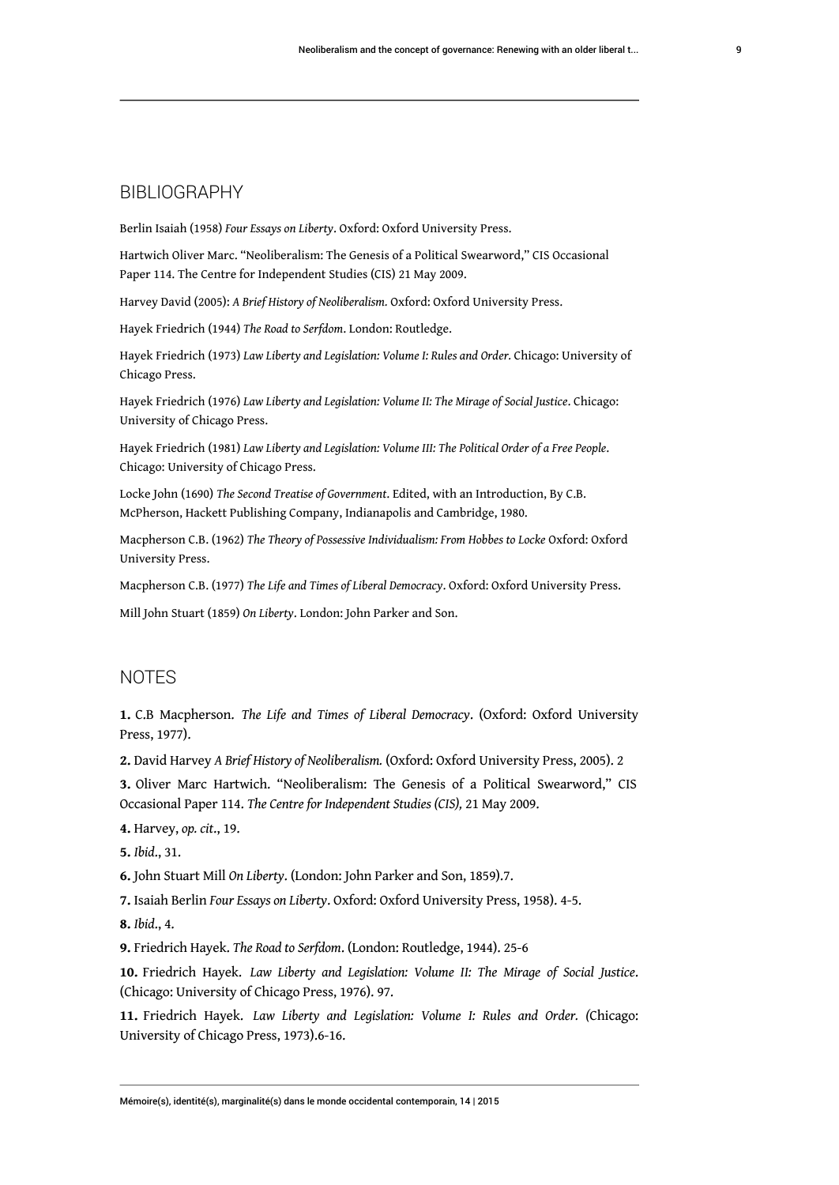## BIBLIOGRAPHY

Berlin Isaiah (1958) *Four Essays on Liberty*. Oxford: Oxford University Press.

Hartwich Oliver Marc. "Neoliberalism: The Genesis of a Political Swearword," CIS Occasional Paper 114. The Centre for Independent Studies (CIS) 21 May 2009.

Harvey David (2005): *A Brief History of Neoliberalism.* Oxford: Oxford University Press.

Hayek Friedrich (1944) *The Road to Serfdom*. London: Routledge.

Hayek Friedrich (1973) *Law Liberty and Legislation: Volume I: Rules and Order.* Chicago: University of Chicago Press.

Hayek Friedrich (1976) *Law Liberty and Legislation: Volume II: The Mirage of Social Justice*. Chicago: University of Chicago Press.

Hayek Friedrich (1981) *Law Liberty and Legislation: Volume III: The Political Order of a Free People*. Chicago: University of Chicago Press.

Locke John (1690) *The Second Treatise of Government*. Edited, with an Introduction, By C.B. McPherson, Hackett Publishing Company, Indianapolis and Cambridge, 1980.

Macpherson C.B. (1962) *The Theory of Possessive Individualism: From Hobbes to Locke* Oxford: Oxford University Press.

Macpherson C.B. (1977) *The Life and Times of Liberal Democracy*. Oxford: Oxford University Press.

Mill John Stuart (1859) *On Liberty*. London: John Parker and Son.

## NOTES

**1.** C.B Macpherson. *The Life and Times of Liberal Democracy*. (Oxford: Oxford University Press, 1977).

**2.** David Harvey *A Brief History of Neoliberalism.* (Oxford: Oxford University Press, 2005). 2

**3.** Oliver Marc Hartwich. "Neoliberalism: The Genesis of a Political Swearword," CIS Occasional Paper 114. *The Centre for Independent Studies (CIS),* 21 May 2009.

**4.** Harvey, *op. cit*., 19.

**5.** *Ibid*., 31.

**6.** John Stuart Mill *On Liberty*. (London: John Parker and Son, 1859).7.

**7.** Isaiah Berlin *Four Essays on Liberty*. Oxford: Oxford University Press, 1958). 4-5.

**8.** *Ibid*., 4.

**9.** Friedrich Hayek. *The Road to Serfdom*. (London: Routledge, 1944). 25-6

**10.** Friedrich Hayek. *Law Liberty and Legislation: Volume II: The Mirage of Social Justice*. (Chicago: University of Chicago Press, 1976). 97.

**11.** Friedrich Hayek. *Law Liberty and Legislation: Volume I: Rules and Order. (*Chicago: University of Chicago Press, 1973).6-16.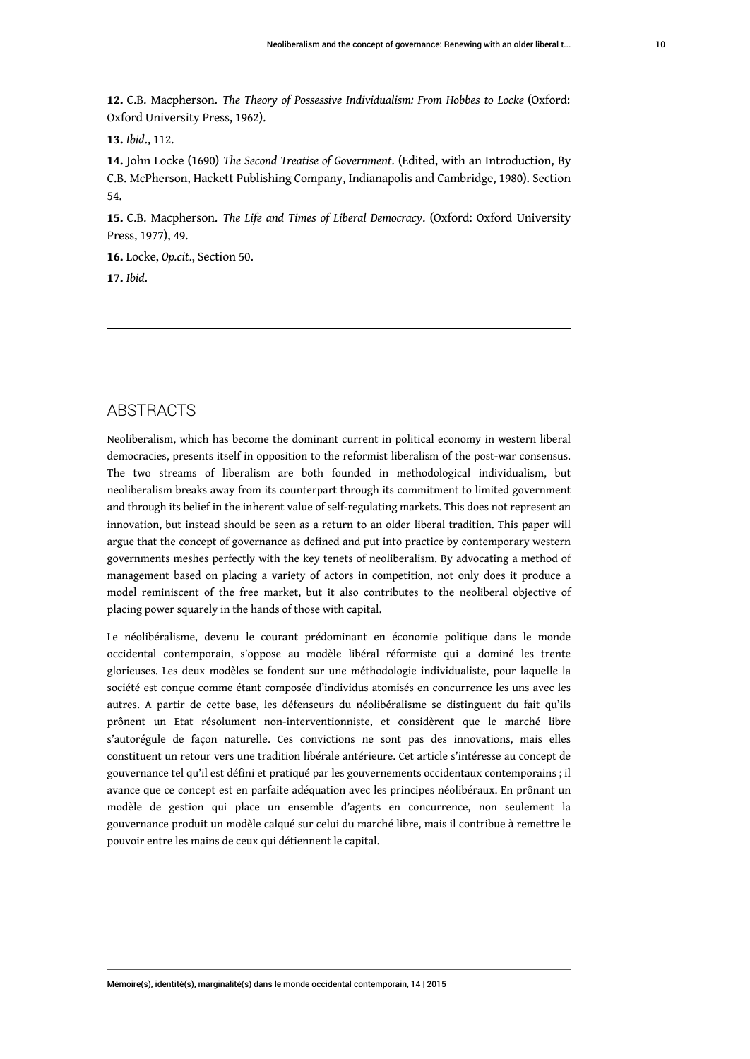**12.** C.B. Macpherson. *The Theory of Possessive Individualism: From Hobbes to Locke* (Oxford: Oxford University Press, 1962).

**13.** *Ibid.*, 112.

**14.** John Locke (1690) *The Second Treatise of Government*. (Edited, with an Introduction, By C.B. McPherson, Hackett Publishing Company, Indianapolis and Cambridge, 1980). Section 54.

**15.** C.B. Macpherson. *The Life and Times of Liberal Democracy*. (Oxford: Oxford University Press, 1977), 49.

**16.** Locke, *Op.cit*., Section 50.

**17.** *Ibid.*

---

## ABSTRACTS

Neoliberalism, which has become the dominant current in political economy in western liberal democracies, presents itself in opposition to the reformist liberalism of the post-war consensus. The two streams of liberalism are both founded in methodological individualism, but neoliberalism breaks away from its counterpart through its commitment to limited government and through its belief in the inherent value of self-regulating markets. This does not represent an innovation, but instead should be seen as a return to an older liberal tradition. This paper will argue that the concept of governance as defined and put into practice by contemporary western governments meshes perfectly with the key tenets of neoliberalism. By advocating a method of management based on placing a variety of actors in competition, not only does it produce a model reminiscent of the free market, but it also contributes to the neoliberal objective of placing power squarely in the hands of those with capital.

Le néolibéralisme, devenu le courant prédominant en économie politique dans le monde occidental contemporain, s'oppose au modèle libéral réformiste qui a dominé les trente glorieuses. Les deux modèles se fondent sur une méthodologie individualiste, pour laquelle la société est conçue comme étant composée d'individus atomisés en concurrence les uns avec les autres. A partir de cette base, les défenseurs du néolibéralisme se distinguent du fait qu'ils prônent un Etat résolument non-interventionniste, et considèrent que le marché libre s'autorégule de façon naturelle. Ces convictions ne sont pas des innovations, mais elles constituent un retour vers une tradition libérale antérieure. Cet article s'intéresse au concept de gouvernance tel qu'il est défini et pratiqué par les gouvernements occidentaux contemporains ; il avance que ce concept est en parfaite adéquation avec les principes néolibéraux. En prônant un modèle de gestion qui place un ensemble d'agents en concurrence, non seulement la gouvernance produit un modèle calqué sur celui du marché libre, mais il contribue à remettre le pouvoir entre les mains de ceux qui détiennent le capital.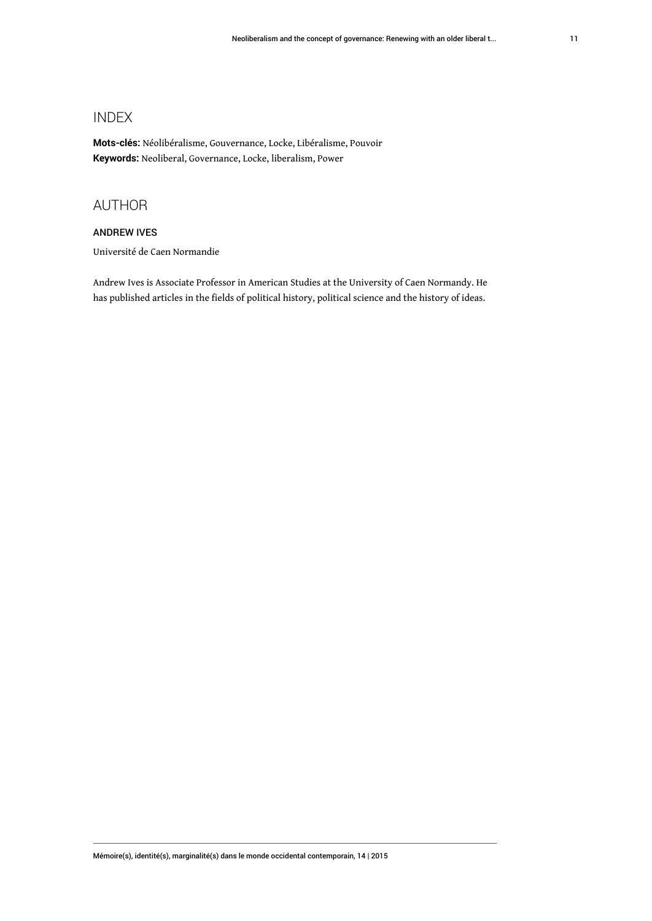## INDEX

**Mots-clés:** Néolibéralisme, Gouvernance, Locke, Libéralisme, Pouvoir
**Keywords:** Neoliberal, Governance, Locke, liberalism, Power

## AUTHOR

### ANDREW IVES

Université de Caen Normandie

Andrew Ives is Associate Professor in American Studies at the University of Caen Normandy. He has published articles in the fields of political history, political science and the history of ideas.